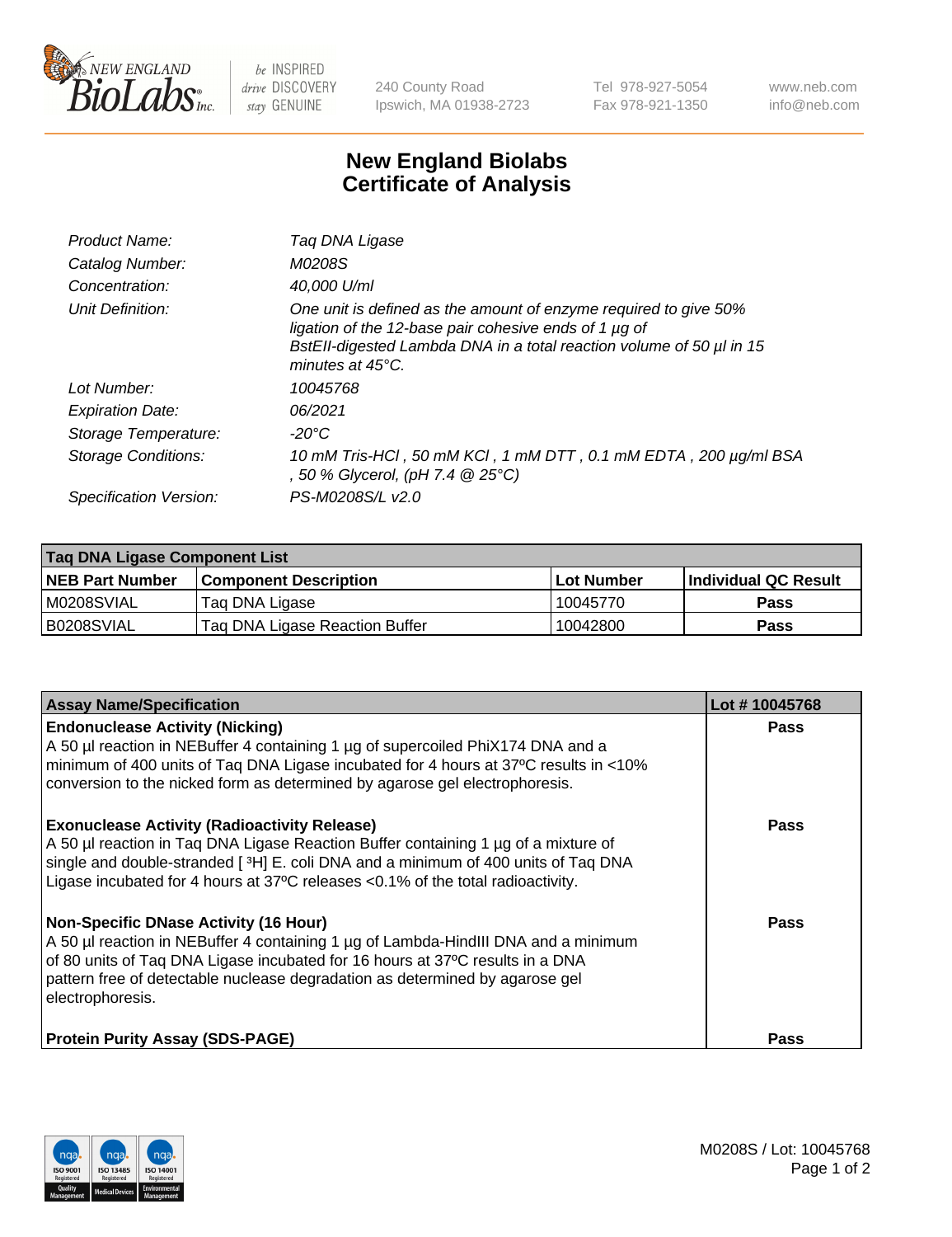240 County Road
Ipswich, MA 01938-2723

Tel 978-927-5054
Fax 978-921-1350

www.neb.com
info@neb.com

# New England Biolabs Certificate of Analysis

| | |
|---|---|
| Product Name: | *Taq DNA Ligase* |
| Catalog Number: | *M0208S* |
| Concentration: | *40,000 U/ml* |
| Unit Definition: | *One unit is defined as the amount of enzyme required to give 50% ligation of the 12-base pair cohesive ends of 1 µg of BstEII-digested Lambda DNA in a total reaction volume of 50 µl in 15 minutes at 45°C.* |
| Lot Number: | *10045768* |
| Expiration Date: | *06/2021* |
| Storage Temperature: | *-20°C* |
| Storage Conditions: | *10 mM Tris-HCl , 50 mM KCl , 1 mM DTT , 0.1 mM EDTA , 200 µg/ml BSA , 50 % Glycerol, (pH 7.4 @ 25°C)* |
| Specification Version: | *PS-M0208S/L v2.0* |

| Taq DNA Ligase Component List | | | |
|---|---|---|---|
| **NEB Part Number** | **Component Description** | **Lot Number** | **Individual QC Result** |
| M0208SVIAL | Taq DNA Ligase | 10045770 | **Pass** |
| B0208SVIAL | Taq DNA Ligase Reaction Buffer | 10042800 | **Pass** |

| Assay Name/Specification | Lot # 10045768 |
|---|---|
| **Endonuclease Activity (Nicking)**<br>A 50 µl reaction in NEBuffer 4 containing 1 µg of supercoiled PhiX174 DNA and a minimum of 400 units of Taq DNA Ligase incubated for 4 hours at 37ºC results in <10% conversion to the nicked form as determined by agarose gel electrophoresis. | **Pass** |
| **Exonuclease Activity (Radioactivity Release)**<br>A 50 µl reaction in Taq DNA Ligase Reaction Buffer containing 1 µg of a mixture of single and double-stranded [ $^3$H] E. coli DNA and a minimum of 400 units of Taq DNA Ligase incubated for 4 hours at 37ºC releases <0.1% of the total radioactivity. | **Pass** |
| **Non-Specific DNase Activity (16 Hour)**<br>A 50 µl reaction in NEBuffer 4 containing 1 µg of Lambda-HindIII DNA and a minimum of 80 units of Taq DNA Ligase incubated for 16 hours at 37ºC results in a DNA pattern free of detectable nuclease degradation as determined by agarose gel electrophoresis. | **Pass** |
| **Protein Purity Assay (SDS-PAGE)** | **Pass** |

M0208S / Lot: 10045768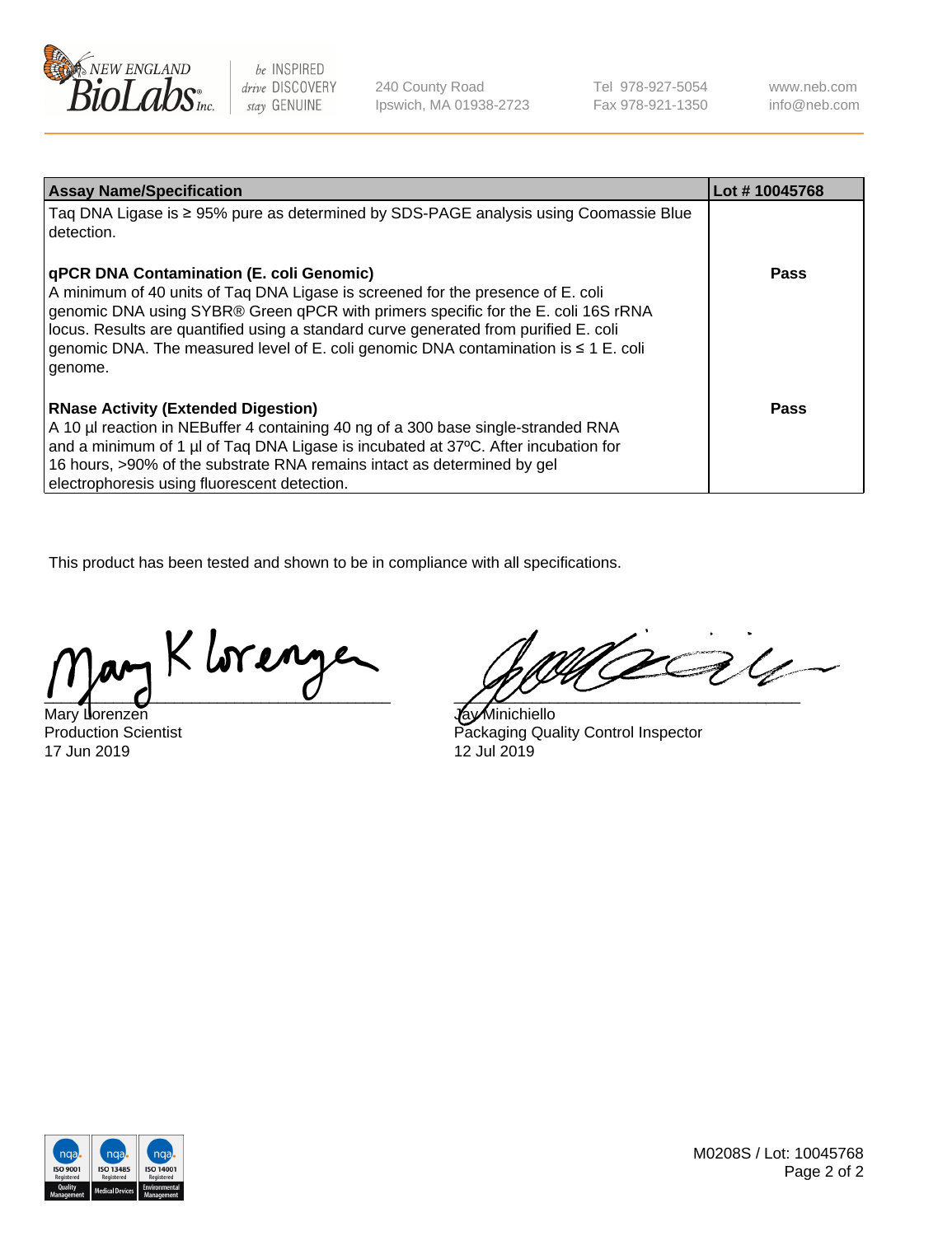NEW ENGLAND BioLabs Inc. | be INSPIRED drive DISCOVERY stay GENUINE | 240 County Road Ipswich, MA 01938-2723 | Tel 978-927-5054 Fax 978-921-1350 | www.neb.com info@neb.com

| Assay Name/Specification | Lot # 10045768 |
|---|---|
| Taq DNA Ligase is ≥ 95% pure as determined by SDS-PAGE analysis using Coomassie Blue detection. | |
| **qPCR DNA Contamination (E. coli Genomic)**<br>A minimum of 40 units of Taq DNA Ligase is screened for the presence of E. coli genomic DNA using SYBR® Green qPCR with primers specific for the E. coli 16S rRNA locus. Results are quantified using a standard curve generated from purified E. coli genomic DNA. The measured level of E. coli genomic DNA contamination is ≤ 1 E. coli genome. | **Pass** |
| **RNase Activity (Extended Digestion)**<br>A 10 µl reaction in NEBuffer 4 containing 40 ng of a 300 base single-stranded RNA and a minimum of 1 µl of Taq DNA Ligase is incubated at 37ºC. After incubation for 16 hours, >90% of the substrate RNA remains intact as determined by gel electrophoresis using fluorescent detection. | **Pass** |

This product has been tested and shown to be in compliance with all specifications.

Mary Lorenzen
Production Scientist
17 Jun 2019

Jay Minichiello
Packaging Quality Control Inspector
12 Jul 2019

M0208S / Lot: 10045768